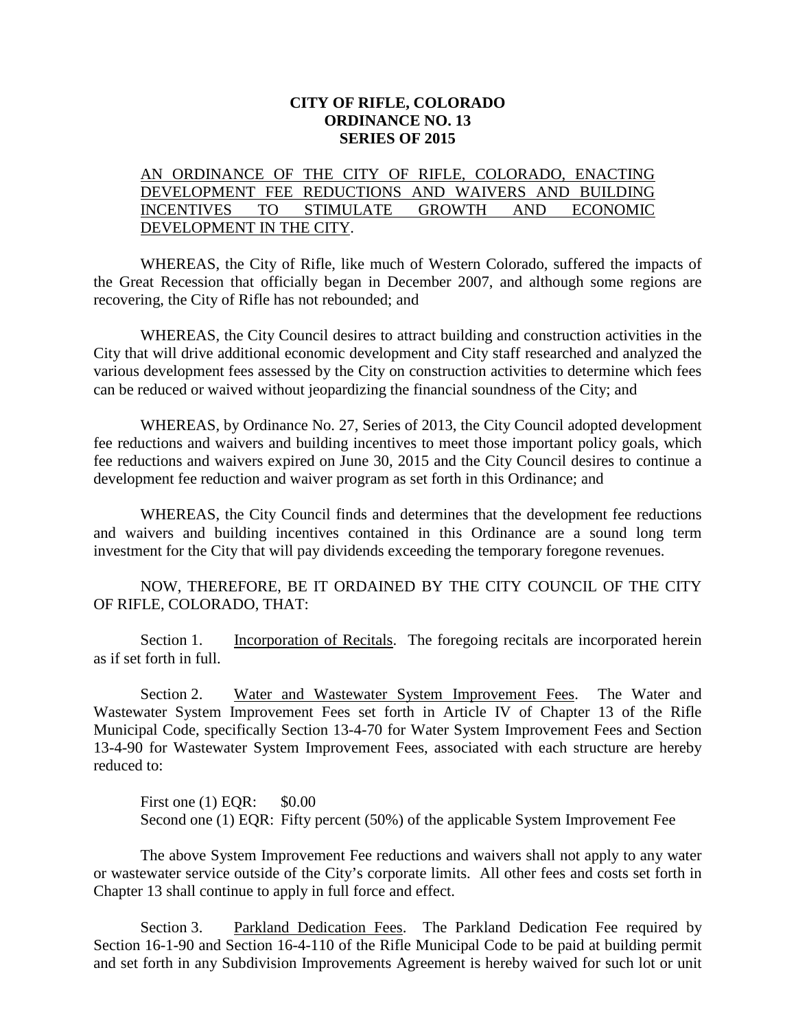**CITY OF RIFLE, COLORADO**
**ORDINANCE NO. 13**
**SERIES OF 2015**

AN ORDINANCE OF THE CITY OF RIFLE, COLORADO, ENACTING DEVELOPMENT FEE REDUCTIONS AND WAIVERS AND BUILDING INCENTIVES TO STIMULATE GROWTH AND ECONOMIC DEVELOPMENT IN THE CITY.

WHEREAS, the City of Rifle, like much of Western Colorado, suffered the impacts of the Great Recession that officially began in December 2007, and although some regions are recovering, the City of Rifle has not rebounded; and

WHEREAS, the City Council desires to attract building and construction activities in the City that will drive additional economic development and City staff researched and analyzed the various development fees assessed by the City on construction activities to determine which fees can be reduced or waived without jeopardizing the financial soundness of the City; and

WHEREAS, by Ordinance No. 27, Series of 2013, the City Council adopted development fee reductions and waivers and building incentives to meet those important policy goals, which fee reductions and waivers expired on June 30, 2015 and the City Council desires to continue a development fee reduction and waiver program as set forth in this Ordinance; and

WHEREAS, the City Council finds and determines that the development fee reductions and waivers and building incentives contained in this Ordinance are a sound long term investment for the City that will pay dividends exceeding the temporary foregone revenues.

NOW, THEREFORE, BE IT ORDAINED BY THE CITY COUNCIL OF THE CITY OF RIFLE, COLORADO, THAT:

Section 1. Incorporation of Recitals. The foregoing recitals are incorporated herein as if set forth in full.

Section 2. Water and Wastewater System Improvement Fees. The Water and Wastewater System Improvement Fees set forth in Article IV of Chapter 13 of the Rifle Municipal Code, specifically Section 13-4-70 for Water System Improvement Fees and Section 13-4-90 for Wastewater System Improvement Fees, associated with each structure are hereby reduced to:

First one (1) EQR: $0.00
Second one (1) EQR: Fifty percent (50%) of the applicable System Improvement Fee

The above System Improvement Fee reductions and waivers shall not apply to any water or wastewater service outside of the City's corporate limits. All other fees and costs set forth in Chapter 13 shall continue to apply in full force and effect.

Section 3. Parkland Dedication Fees. The Parkland Dedication Fee required by Section 16-1-90 and Section 16-4-110 of the Rifle Municipal Code to be paid at building permit and set forth in any Subdivision Improvements Agreement is hereby waived for such lot or unit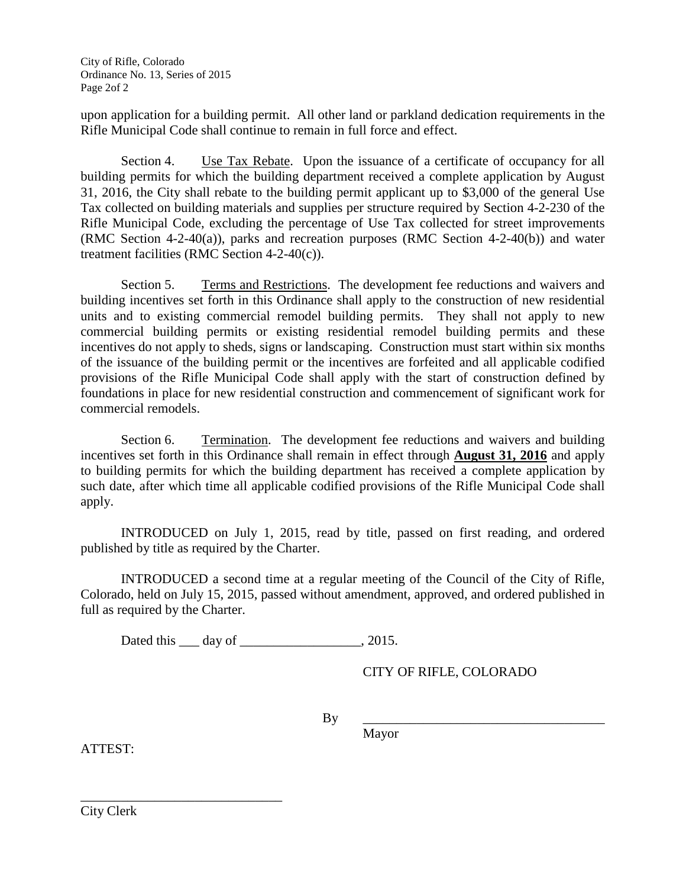upon application for a building permit. All other land or parkland dedication requirements in the Rifle Municipal Code shall continue to remain in full force and effect.

Section 4. Use Tax Rebate. Upon the issuance of a certificate of occupancy for all building permits for which the building department received a complete application by August 31, 2016, the City shall rebate to the building permit applicant up to $3,000 of the general Use Tax collected on building materials and supplies per structure required by Section 4-2-230 of the Rifle Municipal Code, excluding the percentage of Use Tax collected for street improvements (RMC Section 4-2-40(a)), parks and recreation purposes (RMC Section 4-2-40(b)) and water treatment facilities (RMC Section 4-2-40(c)).

Section 5. Terms and Restrictions. The development fee reductions and waivers and building incentives set forth in this Ordinance shall apply to the construction of new residential units and to existing commercial remodel building permits. They shall not apply to new commercial building permits or existing residential remodel building permits and these incentives do not apply to sheds, signs or landscaping. Construction must start within six months of the issuance of the building permit or the incentives are forfeited and all applicable codified provisions of the Rifle Municipal Code shall apply with the start of construction defined by foundations in place for new residential construction and commencement of significant work for commercial remodels.

Section 6. Termination. The development fee reductions and waivers and building incentives set forth in this Ordinance shall remain in effect through **August 31, 2016** and apply to building permits for which the building department has received a complete application by such date, after which time all applicable codified provisions of the Rifle Municipal Code shall apply.

INTRODUCED on July 1, 2015, read by title, passed on first reading, and ordered published by title as required by the Charter.

INTRODUCED a second time at a regular meeting of the Council of the City of Rifle, Colorado, held on July 15, 2015, passed without amendment, approved, and ordered published in full as required by the Charter.

Dated this ___ day of __________________, 2015.

CITY OF RIFLE, COLORADO

By ____________________________________
Mayor

ATTEST:

______________________________
City Clerk